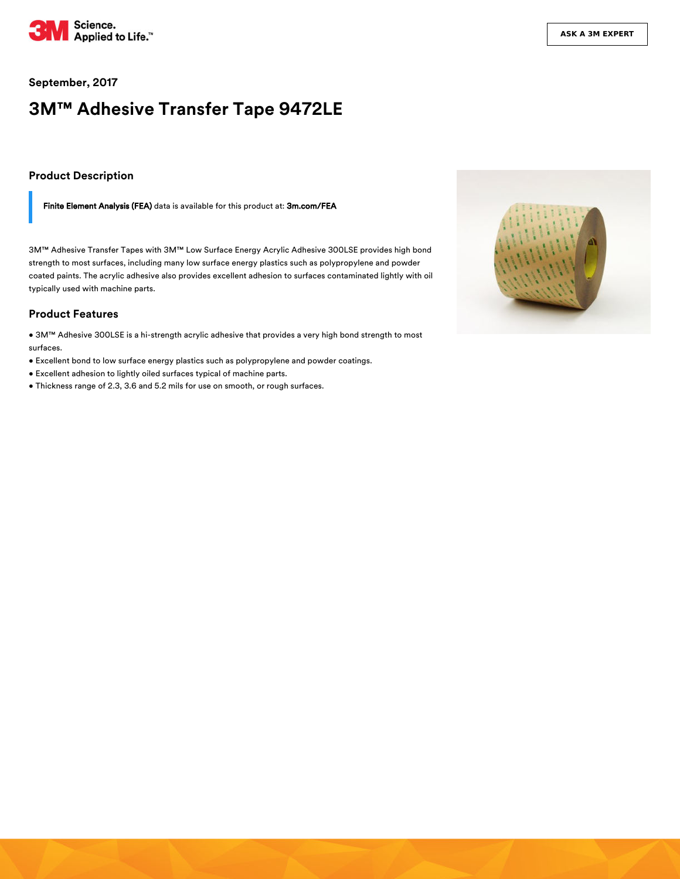September, 2017

# 3M™ Adhesive Transfer Tape 9472LE

## Product Description

**Finite Element Analysis (FEA)** data is available for this product at: **3m.com/FEA**

3M™ Adhesive Transfer Tapes with 3M™ Low Surface Energy Acrylic Adhesive 300LSE provides high bond strength to most surfaces, including many low surface energy plastics such as polypropylene and powder coated paints. The acrylic adhesive also provides excellent adhesion to surfaces contaminated lightly with oil typically used with machine parts.

## Product Features

- 3M™ Adhesive 300LSE is a hi-strength acrylic adhesive that provides a very high bond strength to most surfaces.
- Excellent bond to low surface energy plastics such as polypropylene and powder coatings.
- Excellent adhesion to lightly oiled surfaces typical of machine parts.
- Thickness range of 2.3, 3.6 and 5.2 mils for use on smooth, or rough surfaces.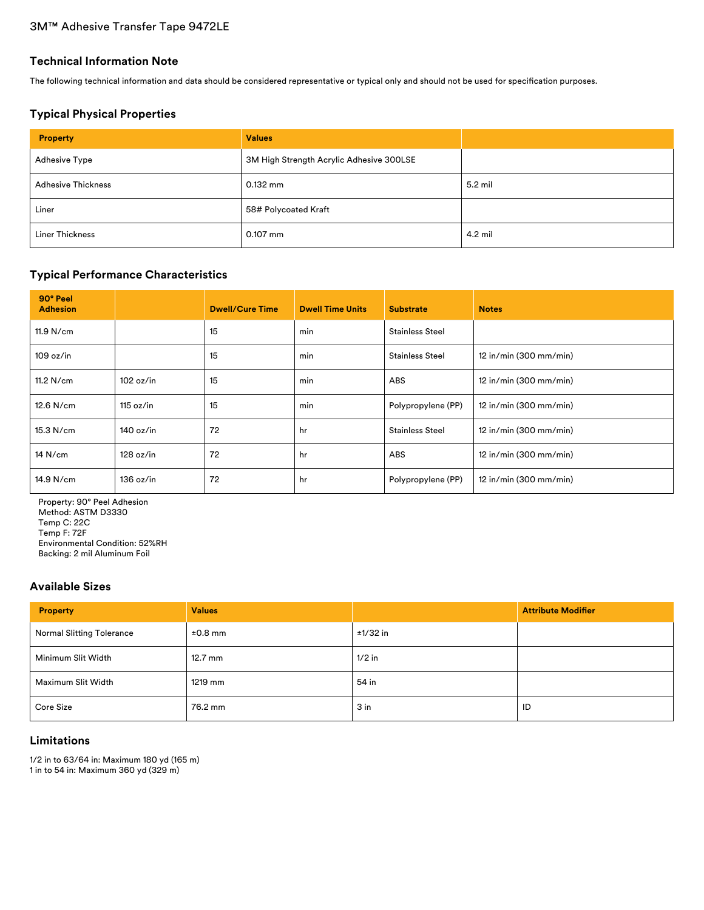3M™ Adhesive Transfer Tape 9472LE

## Technical Information Note

The following technical information and data should be considered representative or typical only and should not be used for specification purposes.

## Typical Physical Properties

| Property | Values | |
|---|---|---|
| Adhesive Type | 3M High Strength Acrylic Adhesive 300LSE | |
| Adhesive Thickness | 0.132 mm | 5.2 mil |
| Liner | 58# Polycoated Kraft | |
| Liner Thickness | 0.107 mm | 4.2 mil |

## Typical Performance Characteristics

| 90° Peel Adhesion | | Dwell/Cure Time | Dwell Time Units | Substrate | Notes |
|---|---|---|---|---|---|
| 11.9 N/cm | | 15 | min | Stainless Steel | |
| 109 oz/in | | 15 | min | Stainless Steel | 12 in/min (300 mm/min) |
| 11.2 N/cm | 102 oz/in | 15 | min | ABS | 12 in/min (300 mm/min) |
| 12.6 N/cm | 115 oz/in | 15 | min | Polypropylene (PP) | 12 in/min (300 mm/min) |
| 15.3 N/cm | 140 oz/in | 72 | hr | Stainless Steel | 12 in/min (300 mm/min) |
| 14 N/cm | 128 oz/in | 72 | hr | ABS | 12 in/min (300 mm/min) |
| 14.9 N/cm | 136 oz/in | 72 | hr | Polypropylene (PP) | 12 in/min (300 mm/min) |

Property: 90° Peel Adhesion
Method: ASTM D3330
Temp C: 22C
Temp F: 72F
Environmental Condition: 52%RH
Backing: 2 mil Aluminum Foil

## Available Sizes

| Property | Values | | Attribute Modifier |
|---|---|---|---|
| Normal Slitting Tolerance | ±0.8 mm | ±1/32 in | |
| Minimum Slit Width | 12.7 mm | 1/2 in | |
| Maximum Slit Width | 1219 mm | 54 in | |
| Core Size | 76.2 mm | 3 in | ID |

## Limitations

1/2 in to 63/64 in: Maximum 180 yd (165 m)
1 in to 54 in: Maximum 360 yd (329 m)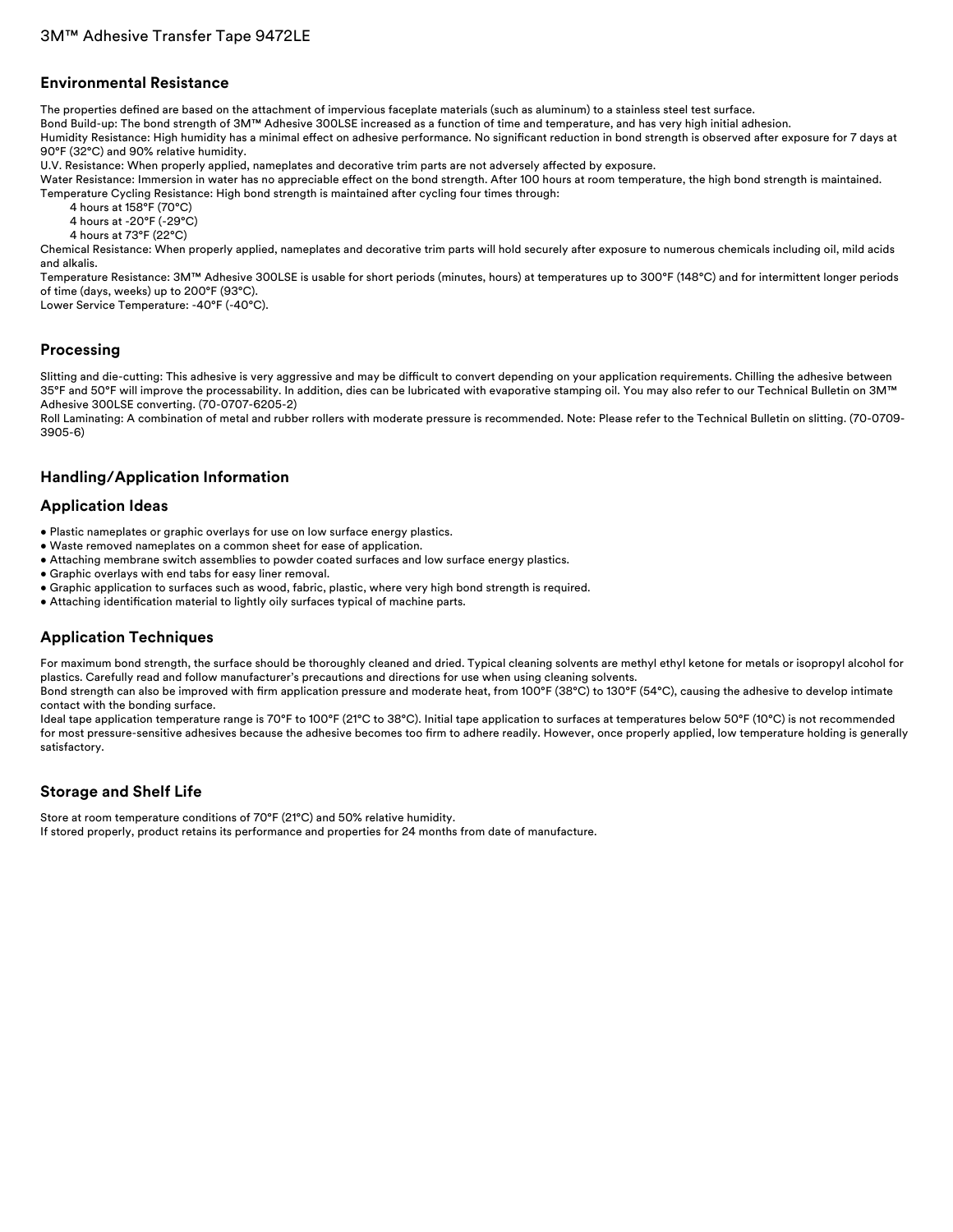## Environmental Resistance

The properties defined are based on the attachment of impervious faceplate materials (such as aluminum) to a stainless steel test surface.
Bond Build-up: The bond strength of 3M™ Adhesive 300LSE increased as a function of time and temperature, and has very high initial adhesion.
Humidity Resistance: High humidity has a minimal effect on adhesive performance. No significant reduction in bond strength is observed after exposure for 7 days at 90°F (32°C) and 90% relative humidity.
U.V. Resistance: When properly applied, nameplates and decorative trim parts are not adversely affected by exposure.
Water Resistance: Immersion in water has no appreciable effect on the bond strength. After 100 hours at room temperature, the high bond strength is maintained.
Temperature Cycling Resistance: High bond strength is maintained after cycling four times through:

4 hours at 158°F (70°C)
4 hours at -20°F (-29°C)
4 hours at 73°F (22°C)

Chemical Resistance: When properly applied, nameplates and decorative trim parts will hold securely after exposure to numerous chemicals including oil, mild acids and alkalis.
Temperature Resistance: 3M™ Adhesive 300LSE is usable for short periods (minutes, hours) at temperatures up to 300°F (148°C) and for intermittent longer periods of time (days, weeks) up to 200°F (93°C).
Lower Service Temperature: -40°F (-40°C).

## Processing

Slitting and die-cutting: This adhesive is very aggressive and may be difficult to convert depending on your application requirements. Chilling the adhesive between 35°F and 50°F will improve the processability. In addition, dies can be lubricated with evaporative stamping oil. You may also refer to our Technical Bulletin on 3M™ Adhesive 300LSE converting. (70-0707-6205-2)
Roll Laminating: A combination of metal and rubber rollers with moderate pressure is recommended. Note: Please refer to the Technical Bulletin on slitting. (70-0709-3905-6)

## Handling/Application Information

## Application Ideas

- Plastic nameplates or graphic overlays for use on low surface energy plastics.
- Waste removed nameplates on a common sheet for ease of application.
- Attaching membrane switch assemblies to powder coated surfaces and low surface energy plastics.
- Graphic overlays with end tabs for easy liner removal.
- Graphic application to surfaces such as wood, fabric, plastic, where very high bond strength is required.
- Attaching identification material to lightly oily surfaces typical of machine parts.

## Application Techniques

For maximum bond strength, the surface should be thoroughly cleaned and dried. Typical cleaning solvents are methyl ethyl ketone for metals or isopropyl alcohol for plastics. Carefully read and follow manufacturer's precautions and directions for use when using cleaning solvents.
Bond strength can also be improved with firm application pressure and moderate heat, from 100°F (38°C) to 130°F (54°C), causing the adhesive to develop intimate contact with the bonding surface.
Ideal tape application temperature range is 70°F to 100°F (21°C to 38°C). Initial tape application to surfaces at temperatures below 50°F (10°C) is not recommended for most pressure-sensitive adhesives because the adhesive becomes too firm to adhere readily. However, once properly applied, low temperature holding is generally satisfactory.

## Storage and Shelf Life

Store at room temperature conditions of 70°F (21°C) and 50% relative humidity.
If stored properly, product retains its performance and properties for 24 months from date of manufacture.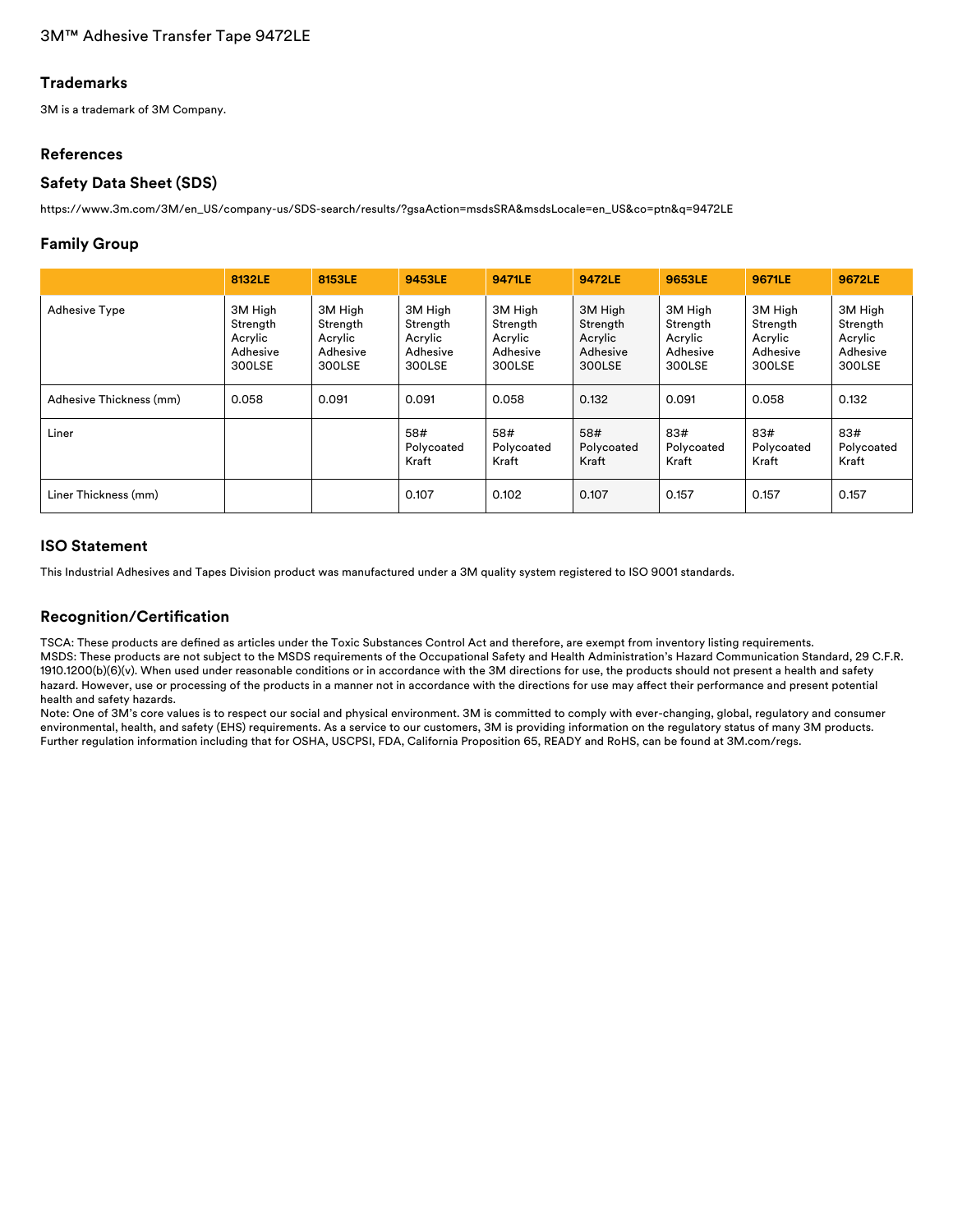## Trademarks

3M is a trademark of 3M Company.

## References

## Safety Data Sheet (SDS)

https://www.3m.com/3M/en_US/company-us/SDS-search/results/?gsaAction=msdsSRA&msdsLocale=en_US&co=ptn&q=9472LE

## Family Group

| | 8132LE | 8153LE | 9453LE | 9471LE | 9472LE | 9653LE | 9671LE | 9672LE |
|---|---|---|---|---|---|---|---|---|
| Adhesive Type | 3M High Strength Acrylic Adhesive 300LSE | 3M High Strength Acrylic Adhesive 300LSE | 3M High Strength Acrylic Adhesive 300LSE | 3M High Strength Acrylic Adhesive 300LSE | 3M High Strength Acrylic Adhesive 300LSE | 3M High Strength Acrylic Adhesive 300LSE | 3M High Strength Acrylic Adhesive 300LSE | 3M High Strength Acrylic Adhesive 300LSE |
| Adhesive Thickness (mm) | 0.058 | 0.091 | 0.091 | 0.058 | 0.132 | 0.091 | 0.058 | 0.132 |
| Liner | | | 58# Polycoated Kraft | 58# Polycoated Kraft | 58# Polycoated Kraft | 83# Polycoated Kraft | 83# Polycoated Kraft | 83# Polycoated Kraft |
| Liner Thickness (mm) | | | 0.107 | 0.102 | 0.107 | 0.157 | 0.157 | 0.157 |

## ISO Statement

This Industrial Adhesives and Tapes Division product was manufactured under a 3M quality system registered to ISO 9001 standards.

## Recognition/Certification

TSCA: These products are defined as articles under the Toxic Substances Control Act and therefore, are exempt from inventory listing requirements.
MSDS: These products are not subject to the MSDS requirements of the Occupational Safety and Health Administration's Hazard Communication Standard, 29 C.F.R. 1910.1200(b)(6)(v). When used under reasonable conditions or in accordance with the 3M directions for use, the products should not present a health and safety hazard. However, use or processing of the products in a manner not in accordance with the directions for use may affect their performance and present potential health and safety hazards.
Note: One of 3M's core values is to respect our social and physical environment. 3M is committed to comply with ever-changing, global, regulatory and consumer environmental, health, and safety (EHS) requirements. As a service to our customers, 3M is providing information on the regulatory status of many 3M products. Further regulation information including that for OSHA, USCPSI, FDA, California Proposition 65, READY and RoHS, can be found at 3M.com/regs.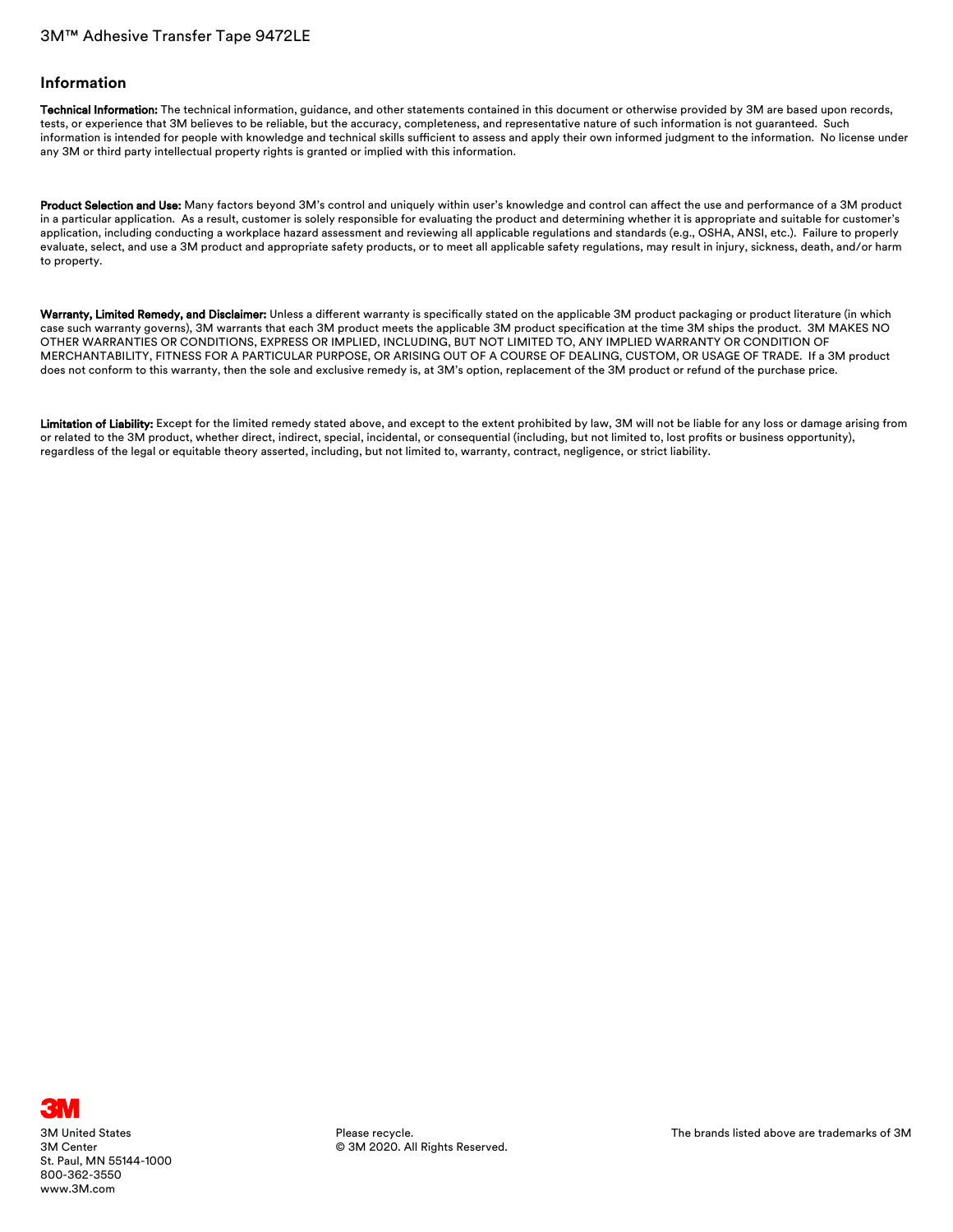## Information

**Technical Information:** The technical information, guidance, and other statements contained in this document or otherwise provided by 3M are based upon records, tests, or experience that 3M believes to be reliable, but the accuracy, completeness, and representative nature of such information is not guaranteed. Such information is intended for people with knowledge and technical skills sufficient to assess and apply their own informed judgment to the information. No license under any 3M or third party intellectual property rights is granted or implied with this information.

**Product Selection and Use:** Many factors beyond 3M's control and uniquely within user's knowledge and control can affect the use and performance of a 3M product in a particular application. As a result, customer is solely responsible for evaluating the product and determining whether it is appropriate and suitable for customer's application, including conducting a workplace hazard assessment and reviewing all applicable regulations and standards (e.g., OSHA, ANSI, etc.). Failure to properly evaluate, select, and use a 3M product and appropriate safety products, or to meet all applicable safety regulations, may result in injury, sickness, death, and/or harm to property.

**Warranty, Limited Remedy, and Disclaimer:** Unless a different warranty is specifically stated on the applicable 3M product packaging or product literature (in which case such warranty governs), 3M warrants that each 3M product meets the applicable 3M product specification at the time 3M ships the product. 3M MAKES NO OTHER WARRANTIES OR CONDITIONS, EXPRESS OR IMPLIED, INCLUDING, BUT NOT LIMITED TO, ANY IMPLIED WARRANTY OR CONDITION OF MERCHANTABILITY, FITNESS FOR A PARTICULAR PURPOSE, OR ARISING OUT OF A COURSE OF DEALING, CUSTOM, OR USAGE OF TRADE. If a 3M product does not conform to this warranty, then the sole and exclusive remedy is, at 3M's option, replacement of the 3M product or refund of the purchase price.

**Limitation of Liability:** Except for the limited remedy stated above, and except to the extent prohibited by law, 3M will not be liable for any loss or damage arising from or related to the 3M product, whether direct, indirect, special, incidental, or consequential (including, but not limited to, lost profits or business opportunity), regardless of the legal or equitable theory asserted, including, but not limited to, warranty, contract, negligence, or strict liability.

3M United States
3M Center
St. Paul, MN 55144-1000
800-362-3550
www.3M.com

Please recycle.
© 3M 2020. All Rights Reserved.

The brands listed above are trademarks of 3M